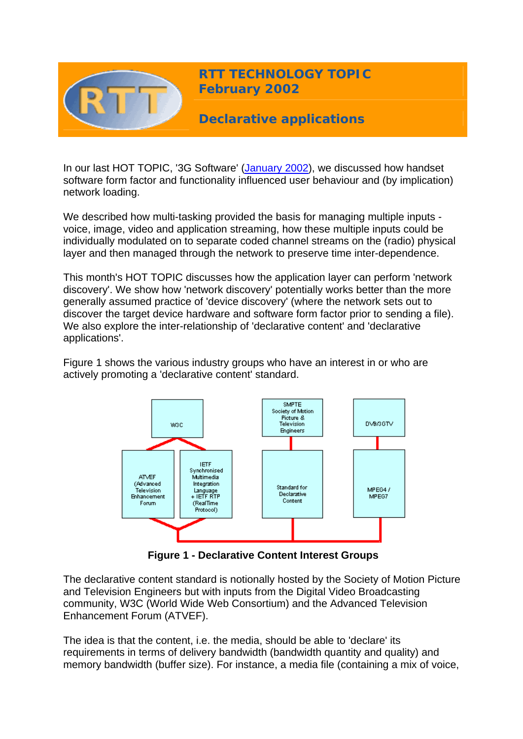# RTT TECHNOLOGY TOPIC
## February 2002

## Declarative applications

In our last HOT TOPIC, '3G Software' (January 2002), we discussed how handset software form factor and functionality influenced user behaviour and (by implication) network loading.

We described how multi-tasking provided the basis for managing multiple inputs - voice, image, video and application streaming, how these multiple inputs could be individually modulated on to separate coded channel streams on the (radio) physical layer and then managed through the network to preserve time inter-dependence.

This month's HOT TOPIC discusses how the application layer can perform 'network discovery'. We show how 'network discovery' potentially works better than the more generally assumed practice of 'device discovery' (where the network sets out to discover the target device hardware and software form factor prior to sending a file). We also explore the inter-relationship of 'declarative content' and 'declarative applications'.

Figure 1 shows the various industry groups who have an interest in or who are actively promoting a 'declarative content' standard.

W3C

ATVEF (Advanced Television Enhancement Forum)

IETF Synchronised Multimedia Integration Language + IETF RTP (RealTime Protocol)

SMPTE Society of Motion Picture & Television Engineers

Standard for Declarative Content

DVB/3GTV

MPEG4 / MPEG7

**Figure 1 - Declarative Content Interest Groups**

The declarative content standard is notionally hosted by the Society of Motion Picture and Television Engineers but with inputs from the Digital Video Broadcasting community, W3C (World Wide Web Consortium) and the Advanced Television Enhancement Forum (ATVEF).

The idea is that the content, i.e. the media, should be able to 'declare' its requirements in terms of delivery bandwidth (bandwidth quantity and quality) and memory bandwidth (buffer size). For instance, a media file (containing a mix of voice,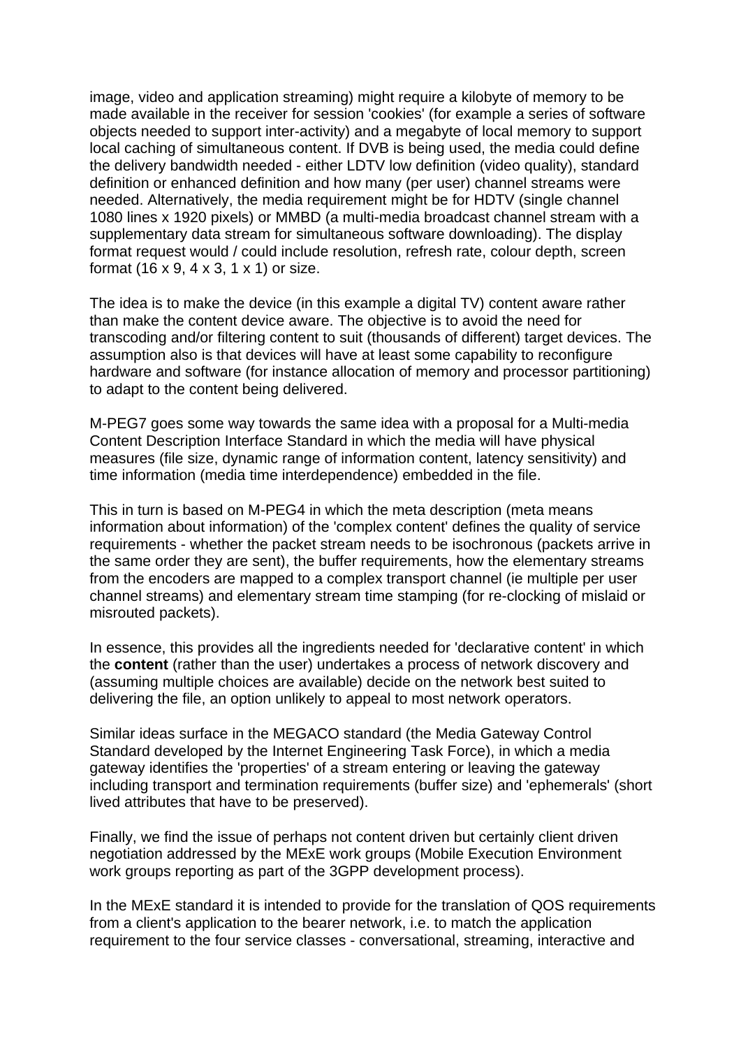image, video and application streaming) might require a kilobyte of memory to be made available in the receiver for session 'cookies' (for example a series of software objects needed to support inter-activity) and a megabyte of local memory to support local caching of simultaneous content. If DVB is being used, the media could define the delivery bandwidth needed - either LDTV low definition (video quality), standard definition or enhanced definition and how many (per user) channel streams were needed. Alternatively, the media requirement might be for HDTV (single channel 1080 lines x 1920 pixels) or MMBD (a multi-media broadcast channel stream with a supplementary data stream for simultaneous software downloading). The display format request would / could include resolution, refresh rate, colour depth, screen format (16 x 9, 4 x 3, 1 x 1) or size.

The idea is to make the device (in this example a digital TV) content aware rather than make the content device aware. The objective is to avoid the need for transcoding and/or filtering content to suit (thousands of different) target devices. The assumption also is that devices will have at least some capability to reconfigure hardware and software (for instance allocation of memory and processor partitioning) to adapt to the content being delivered.

M-PEG7 goes some way towards the same idea with a proposal for a Multi-media Content Description Interface Standard in which the media will have physical measures (file size, dynamic range of information content, latency sensitivity) and time information (media time interdependence) embedded in the file.

This in turn is based on M-PEG4 in which the meta description (meta means information about information) of the 'complex content' defines the quality of service requirements - whether the packet stream needs to be isochronous (packets arrive in the same order they are sent), the buffer requirements, how the elementary streams from the encoders are mapped to a complex transport channel (ie multiple per user channel streams) and elementary stream time stamping (for re-clocking of mislaid or misrouted packets).

In essence, this provides all the ingredients needed for 'declarative content' in which the **content** (rather than the user) undertakes a process of network discovery and (assuming multiple choices are available) decide on the network best suited to delivering the file, an option unlikely to appeal to most network operators.

Similar ideas surface in the MEGACO standard (the Media Gateway Control Standard developed by the Internet Engineering Task Force), in which a media gateway identifies the 'properties' of a stream entering or leaving the gateway including transport and termination requirements (buffer size) and 'ephemerals' (short lived attributes that have to be preserved).

Finally, we find the issue of perhaps not content driven but certainly client driven negotiation addressed by the MExE work groups (Mobile Execution Environment work groups reporting as part of the 3GPP development process).

In the MExE standard it is intended to provide for the translation of QOS requirements from a client's application to the bearer network, i.e. to match the application requirement to the four service classes - conversational, streaming, interactive and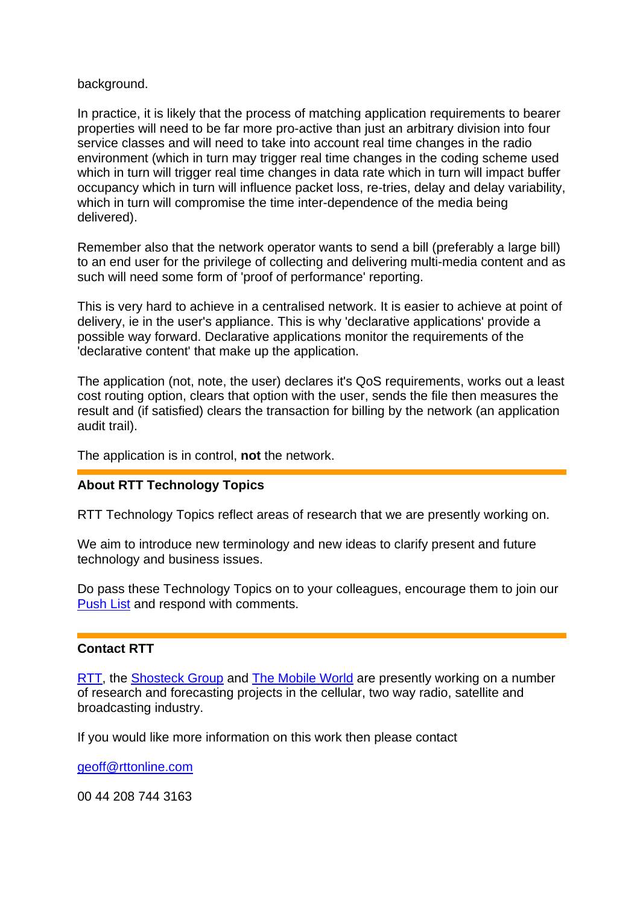background.

In practice, it is likely that the process of matching application requirements to bearer properties will need to be far more pro-active than just an arbitrary division into four service classes and will need to take into account real time changes in the radio environment (which in turn may trigger real time changes in the coding scheme used which in turn will trigger real time changes in data rate which in turn will impact buffer occupancy which in turn will influence packet loss, re-tries, delay and delay variability, which in turn will compromise the time inter-dependence of the media being delivered).

Remember also that the network operator wants to send a bill (preferably a large bill) to an end user for the privilege of collecting and delivering multi-media content and as such will need some form of 'proof of performance' reporting.

This is very hard to achieve in a centralised network. It is easier to achieve at point of delivery, ie in the user's appliance. This is why 'declarative applications' provide a possible way forward. Declarative applications monitor the requirements of the 'declarative content' that make up the application.

The application (not, note, the user) declares it's QoS requirements, works out a least cost routing option, clears that option with the user, sends the file then measures the result and (if satisfied) clears the transaction for billing by the network (an application audit trail).

The application is in control, **not** the network.

---

**About RTT Technology Topics**

RTT Technology Topics reflect areas of research that we are presently working on.

We aim to introduce new terminology and new ideas to clarify present and future technology and business issues.

Do pass these Technology Topics on to your colleagues, encourage them to join our Push List and respond with comments.

---

**Contact RTT**

RTT, the Shosteck Group and The Mobile World are presently working on a number of research and forecasting projects in the cellular, two way radio, satellite and broadcasting industry.

If you would like more information on this work then please contact

geoff@rttonline.com

00 44 208 744 3163